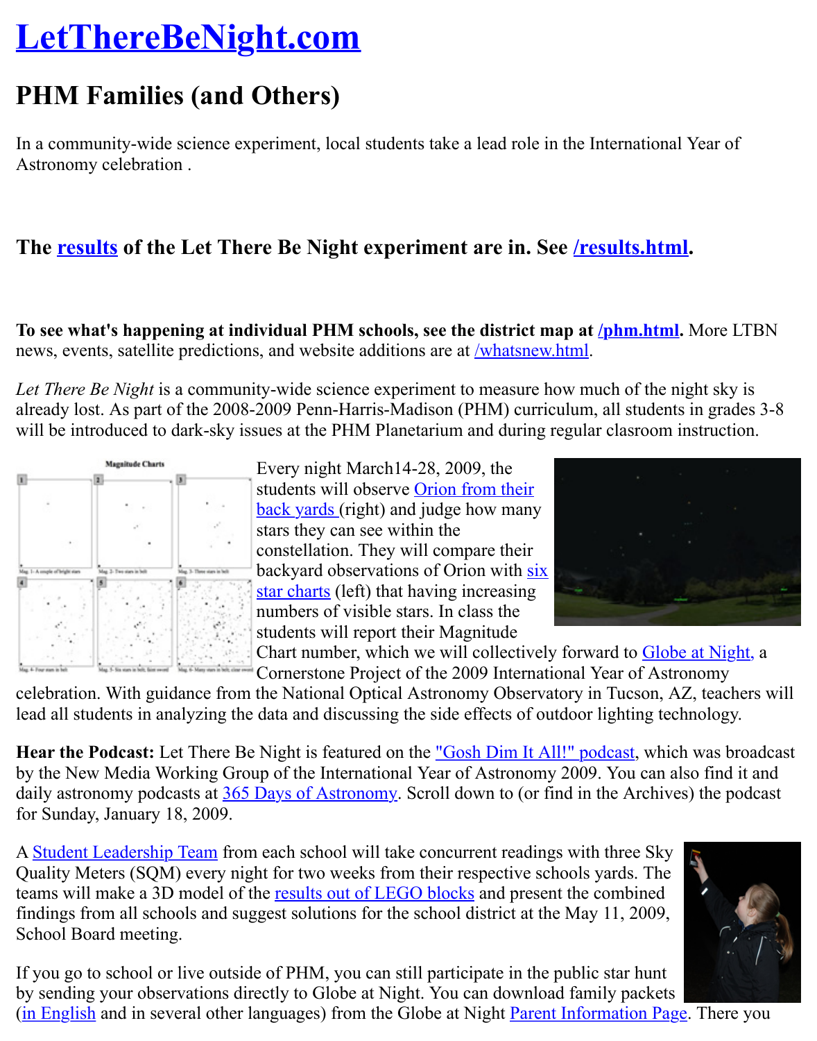# LetThereBeNight.com

## PHM Families (and Others)

In a community-wide science experiment, local students take a lead role in the International Year of Astronomy celebration .

### The results of the Let There Be Night experiment are in. See /results.html.

**To see what's happening at individual PHM schools, see the district map at /phm.html.** More LTBN news, events, satellite predictions, and website additions are at /whatsnew.html.

*Let There Be Night* is a community-wide science experiment to measure how much of the night sky is already lost. As part of the 2008-2009 Penn-Harris-Madison (PHM) curriculum, all students in grades 3-8 will be introduced to dark-sky issues at the PHM Planetarium and during regular clasroom instruction.

Every night March14-28, 2009, the students will observe Orion from their back yards (right) and judge how many stars they can see within the constellation. They will compare their backyard observations of Orion with six star charts (left) that having increasing numbers of visible stars. In class the students will report their Magnitude Chart number, which we will collectively forward to Globe at Night, a Cornerstone Project of the 2009 International Year of Astronomy celebration. With guidance from the National Optical Astronomy Observatory in Tucson, AZ, teachers will lead all students in analyzing the data and discussing the side effects of outdoor lighting technology.

**Hear the Podcast:** Let There Be Night is featured on the "Gosh Dim It All!" podcast, which was broadcast by the New Media Working Group of the International Year of Astronomy 2009. You can also find it and daily astronomy podcasts at 365 Days of Astronomy. Scroll down to (or find in the Archives) the podcast for Sunday, January 18, 2009.

A Student Leadership Team from each school will take concurrent readings with three Sky Quality Meters (SQM) every night for two weeks from their respective schools yards. The teams will make a 3D model of the results out of LEGO blocks and present the combined findings from all schools and suggest solutions for the school district at the May 11, 2009, School Board meeting.

If you go to school or live outside of PHM, you can still participate in the public star hunt by sending your observations directly to Globe at Night. You can download family packets (in English and in several other languages) from the Globe at Night Parent Information Page. There you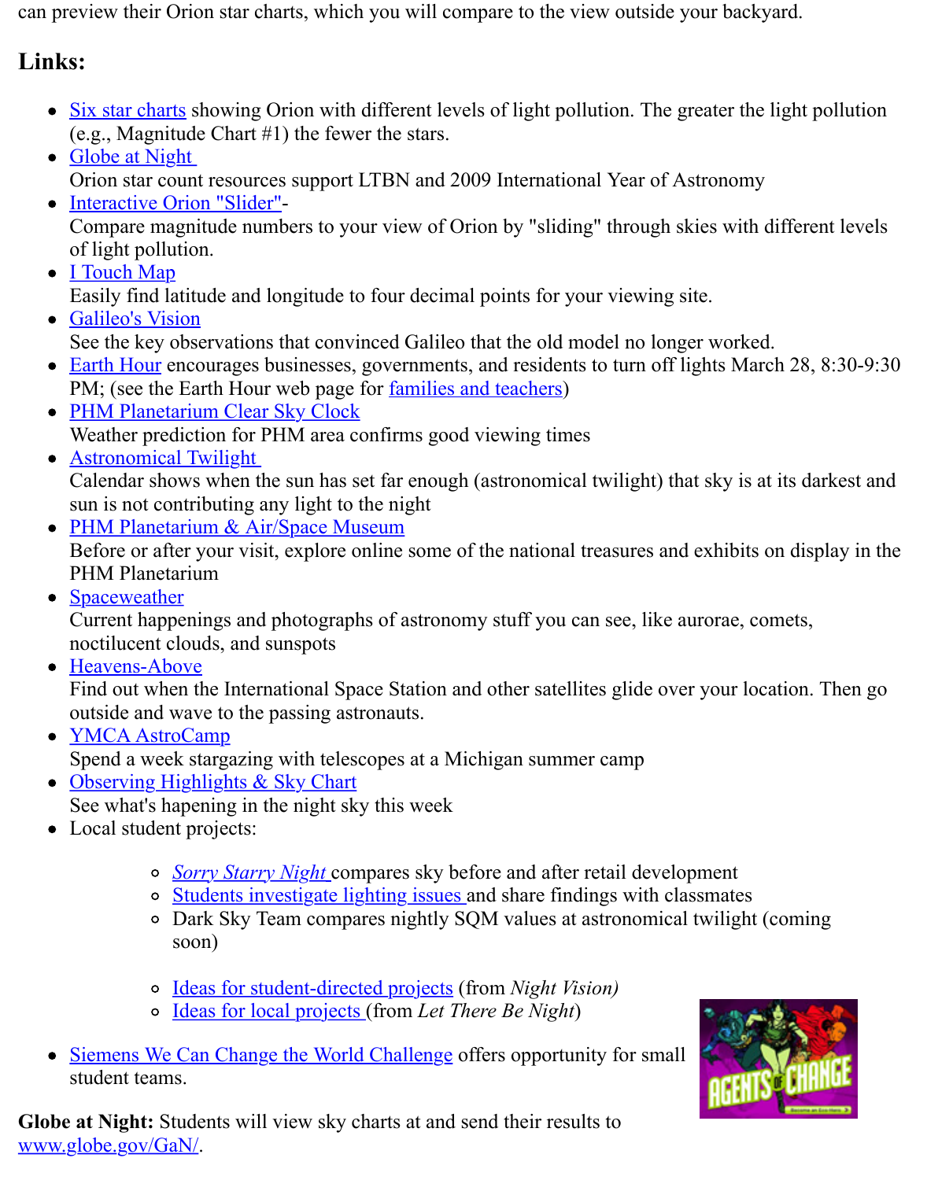can preview their Orion star charts, which you will compare to the view outside your backyard.

## Links:

- Six star charts showing Orion with different levels of light pollution. The greater the light pollution (e.g., Magnitude Chart #1) the fewer the stars.
- Globe at Night
  Orion star count resources support LTBN and 2009 International Year of Astronomy
- Interactive Orion "Slider"-
  Compare magnitude numbers to your view of Orion by "sliding" through skies with different levels of light pollution.
- I Touch Map
  Easily find latitude and longitude to four decimal points for your viewing site.
- Galileo's Vision
  See the key observations that convinced Galileo that the old model no longer worked.
- Earth Hour encourages businesses, governments, and residents to turn off lights March 28, 8:30-9:30 PM; (see the Earth Hour web page for families and teachers)
- PHM Planetarium Clear Sky Clock
  Weather prediction for PHM area confirms good viewing times
- Astronomical Twilight
  Calendar shows when the sun has set far enough (astronomical twilight) that sky is at its darkest and sun is not contributing any light to the night
- PHM Planetarium & Air/Space Museum
  Before or after your visit, explore online some of the national treasures and exhibits on display in the PHM Planetarium
- Spaceweather
  Current happenings and photographs of astronomy stuff you can see, like aurorae, comets, noctilucent clouds, and sunspots
- Heavens-Above
  Find out when the International Space Station and other satellites glide over your location. Then go outside and wave to the passing astronauts.
- YMCA AstroCamp
  Spend a week stargazing with telescopes at a Michigan summer camp
- Observing Highlights & Sky Chart
  See what's hapening in the night sky this week
- Local student projects:
  - *Sorry Starry Night* compares sky before and after retail development
  - Students investigate lighting issues and share findings with classmates
  - Dark Sky Team compares nightly SQM values at astronomical twilight (coming soon)

  - Ideas for student-directed projects (from *Night Vision)*
  - Ideas for local projects (from *Let There Be Night*)
- Siemens We Can Change the World Challenge offers opportunity for small student teams.

**Globe at Night:** Students will view sky charts at and send their results to www.globe.gov/GaN/.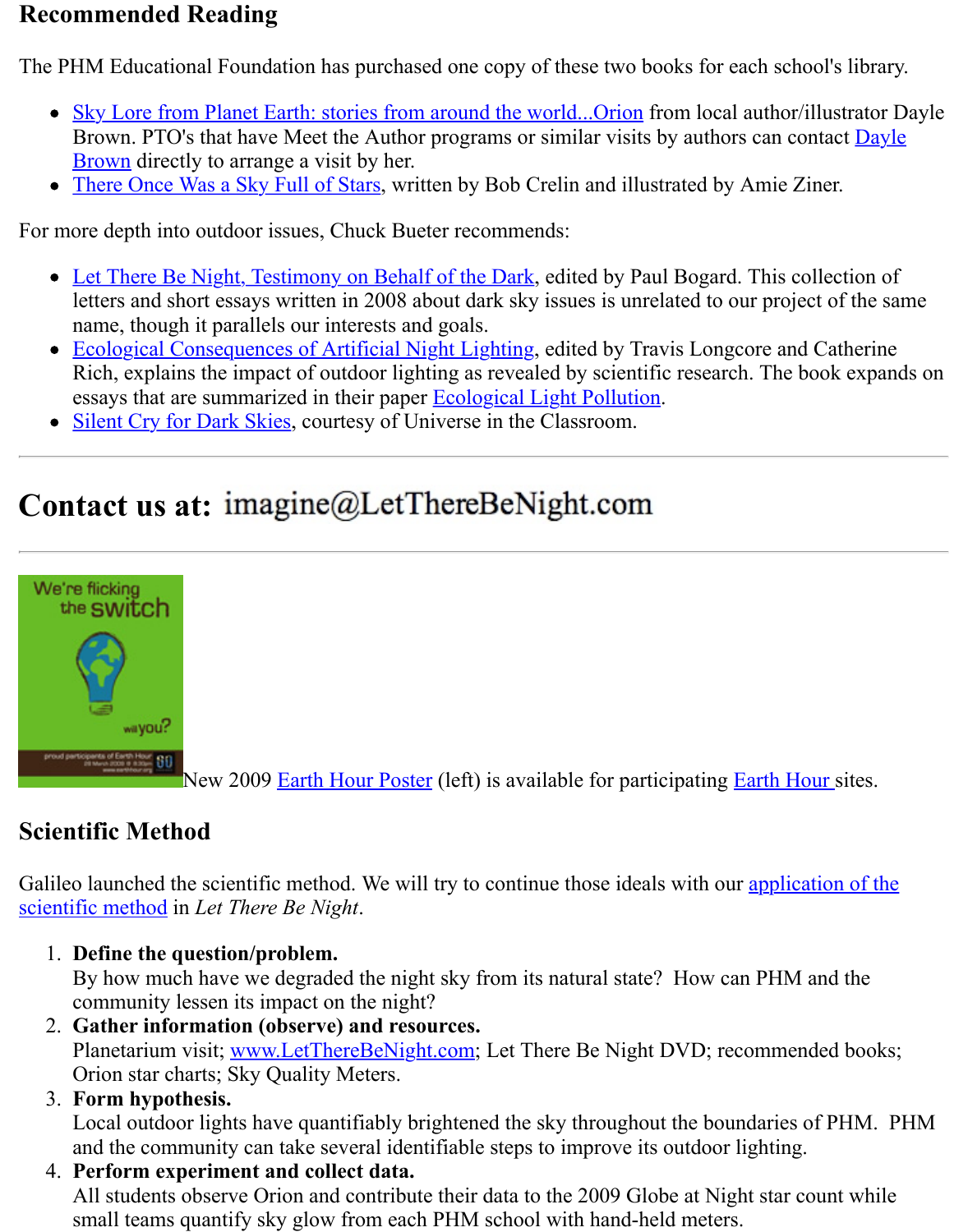## Recommended Reading

The PHM Educational Foundation has purchased one copy of these two books for each school's library.

- Sky Lore from Planet Earth: stories from around the world...Orion from local author/illustrator Dayle Brown. PTO's that have Meet the Author programs or similar visits by authors can contact Dayle Brown directly to arrange a visit by her.
- There Once Was a Sky Full of Stars, written by Bob Crelin and illustrated by Amie Ziner.

For more depth into outdoor issues, Chuck Bueter recommends:

- Let There Be Night, Testimony on Behalf of the Dark, edited by Paul Bogard. This collection of letters and short essays written in 2008 about dark sky issues is unrelated to our project of the same name, though it parallels our interests and goals.
- Ecological Consequences of Artificial Night Lighting, edited by Travis Longcore and Catherine Rich, explains the impact of outdoor lighting as revealed by scientific research. The book expands on essays that are summarized in their paper Ecological Light Pollution.
- Silent Cry for Dark Skies, courtesy of Universe in the Classroom.

---

## Contact us at: imagine@LetThereBeNight.com

---

New 2009 Earth Hour Poster (left) is available for participating Earth Hour sites.

## Scientific Method

Galileo launched the scientific method. We will try to continue those ideals with our application of the scientific method in *Let There Be Night*.

1. **Define the question/problem.**
   By how much have we degraded the night sky from its natural state? How can PHM and the community lessen its impact on the night?
2. **Gather information (observe) and resources.**
   Planetarium visit; www.LetThereBeNight.com; Let There Be Night DVD; recommended books; Orion star charts; Sky Quality Meters.
3. **Form hypothesis.**
   Local outdoor lights have quantifiably brightened the sky throughout the boundaries of PHM. PHM and the community can take several identifiable steps to improve its outdoor lighting.
4. **Perform experiment and collect data.**
   All students observe Orion and contribute their data to the 2009 Globe at Night star count while small teams quantify sky glow from each PHM school with hand-held meters.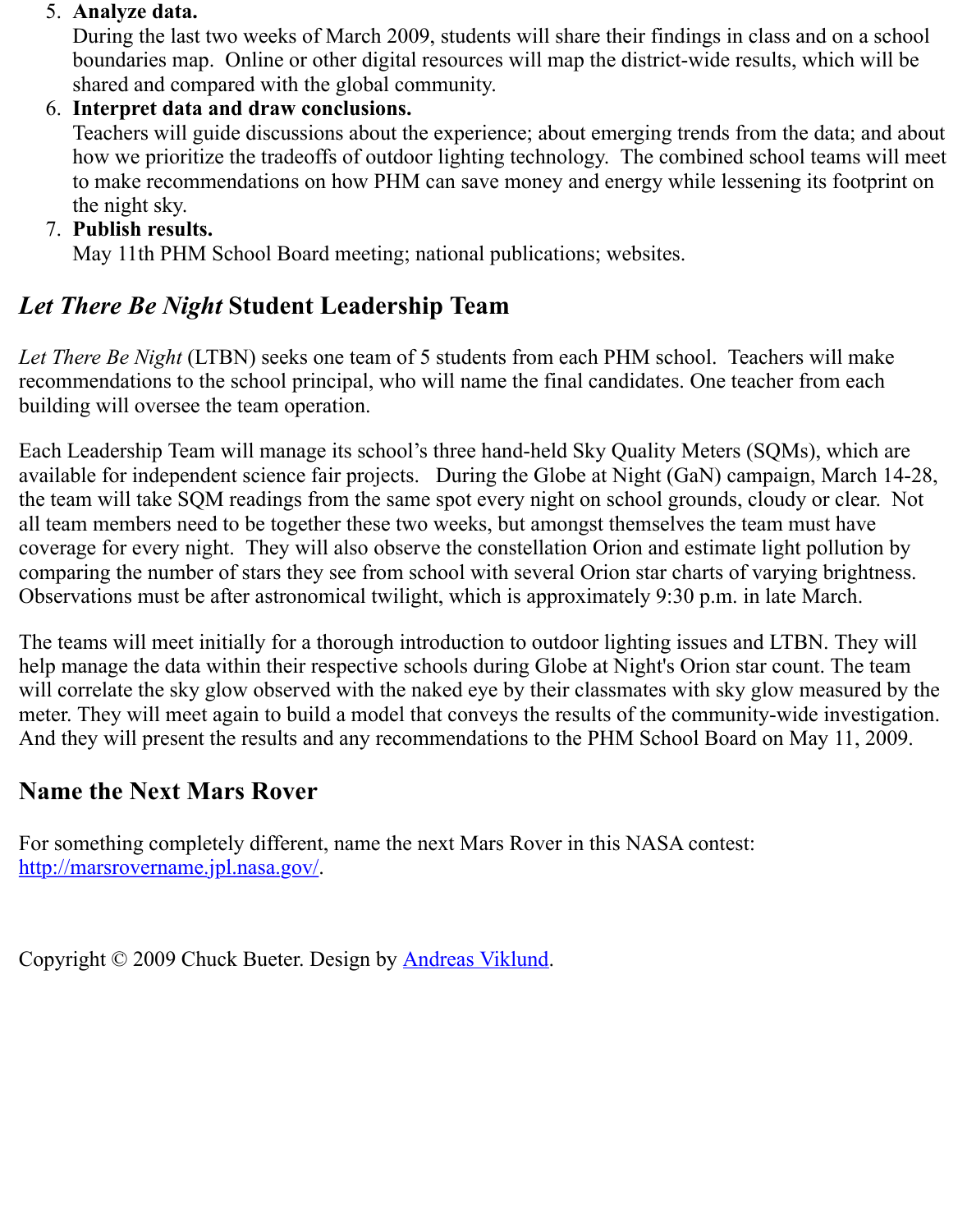5. **Analyze data.**
   During the last two weeks of March 2009, students will share their findings in class and on a school boundaries map. Online or other digital resources will map the district-wide results, which will be shared and compared with the global community.
6. **Interpret data and draw conclusions.**
   Teachers will guide discussions about the experience; about emerging trends from the data; and about how we prioritize the tradeoffs of outdoor lighting technology. The combined school teams will meet to make recommendations on how PHM can save money and energy while lessening its footprint on the night sky.
7. **Publish results.**
   May 11th PHM School Board meeting; national publications; websites.

## *Let There Be Night* Student Leadership Team

*Let There Be Night* (LTBN) seeks one team of 5 students from each PHM school. Teachers will make recommendations to the school principal, who will name the final candidates. One teacher from each building will oversee the team operation.

Each Leadership Team will manage its school's three hand-held Sky Quality Meters (SQMs), which are available for independent science fair projects. During the Globe at Night (GaN) campaign, March 14-28, the team will take SQM readings from the same spot every night on school grounds, cloudy or clear. Not all team members need to be together these two weeks, but amongst themselves the team must have coverage for every night. They will also observe the constellation Orion and estimate light pollution by comparing the number of stars they see from school with several Orion star charts of varying brightness. Observations must be after astronomical twilight, which is approximately 9:30 p.m. in late March.

The teams will meet initially for a thorough introduction to outdoor lighting issues and LTBN. They will help manage the data within their respective schools during Globe at Night's Orion star count. The team will correlate the sky glow observed with the naked eye by their classmates with sky glow measured by the meter. They will meet again to build a model that conveys the results of the community-wide investigation. And they will present the results and any recommendations to the PHM School Board on May 11, 2009.

## Name the Next Mars Rover

For something completely different, name the next Mars Rover in this NASA contest: http://marsrovername.jpl.nasa.gov/.

Copyright © 2009 Chuck Bueter. Design by Andreas Viklund.